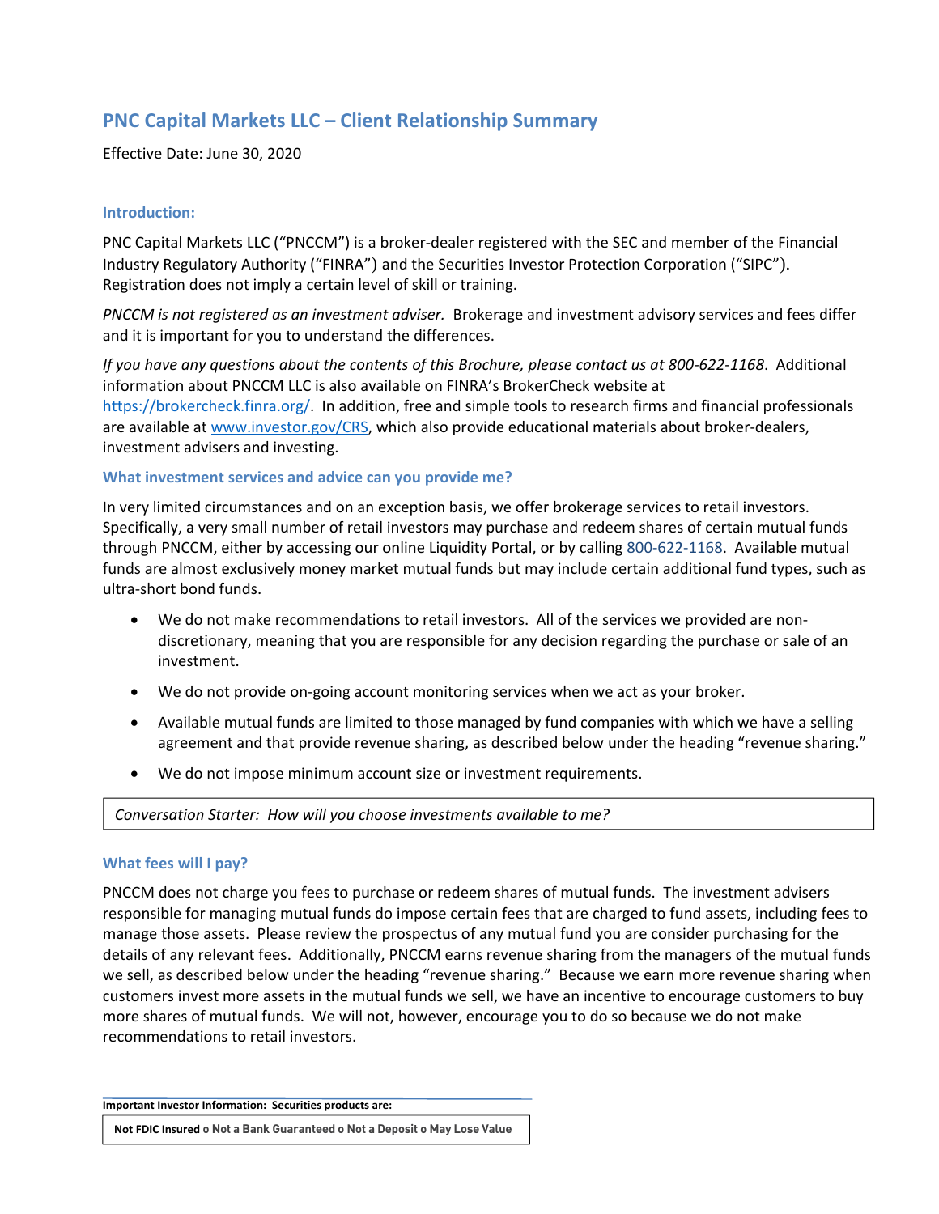# PNC Capital Markets LLC – Client Relationship Summary

Effective Date: June 30, 2020

## Introduction:

PNC Capital Markets LLC ("PNCCM") is a broker-dealer registered with the SEC and member of the Financial Industry Regulatory Authority ("FINRA") and the Securities Investor Protection Corporation ("SIPC"). Registration does not imply a certain level of skill or training.

*PNCCM is not registered as an investment adviser.* Brokerage and investment advisory services and fees differ and it is important for you to understand the differences.

*If you have any questions about the contents of this Brochure, please contact us at 800-622-1168*. Additional information about PNCCM LLC is also available on FINRA's BrokerCheck website at https://brokercheck.finra.org/. In addition, free and simple tools to research firms and financial professionals are available at www.investor.gov/CRS, which also provide educational materials about broker-dealers, investment advisers and investing.

## What investment services and advice can you provide me?

In very limited circumstances and on an exception basis, we offer brokerage services to retail investors. Specifically, a very small number of retail investors may purchase and redeem shares of certain mutual funds through PNCCM, either by accessing our online Liquidity Portal, or by calling 800-622-1168. Available mutual funds are almost exclusively money market mutual funds but may include certain additional fund types, such as ultra-short bond funds.

- We do not make recommendations to retail investors. All of the services we provided are non-discretionary, meaning that you are responsible for any decision regarding the purchase or sale of an investment.
- We do not provide on-going account monitoring services when we act as your broker.
- Available mutual funds are limited to those managed by fund companies with which we have a selling agreement and that provide revenue sharing, as described below under the heading "revenue sharing."
- We do not impose minimum account size or investment requirements.

*Conversation Starter: How will you choose investments available to me?*

## What fees will I pay?

PNCCM does not charge you fees to purchase or redeem shares of mutual funds. The investment advisers responsible for managing mutual funds do impose certain fees that are charged to fund assets, including fees to manage those assets. Please review the prospectus of any mutual fund you are consider purchasing for the details of any relevant fees. Additionally, PNCCM earns revenue sharing from the managers of the mutual funds we sell, as described below under the heading "revenue sharing." Because we earn more revenue sharing when customers invest more assets in the mutual funds we sell, we have an incentive to encourage customers to buy more shares of mutual funds. We will not, however, encourage you to do so because we do not make recommendations to retail investors.

**Important Investor Information: Securities products are:**

**Not FDIC Insured o Not a Bank Guaranteed o Not a Deposit o May Lose Value**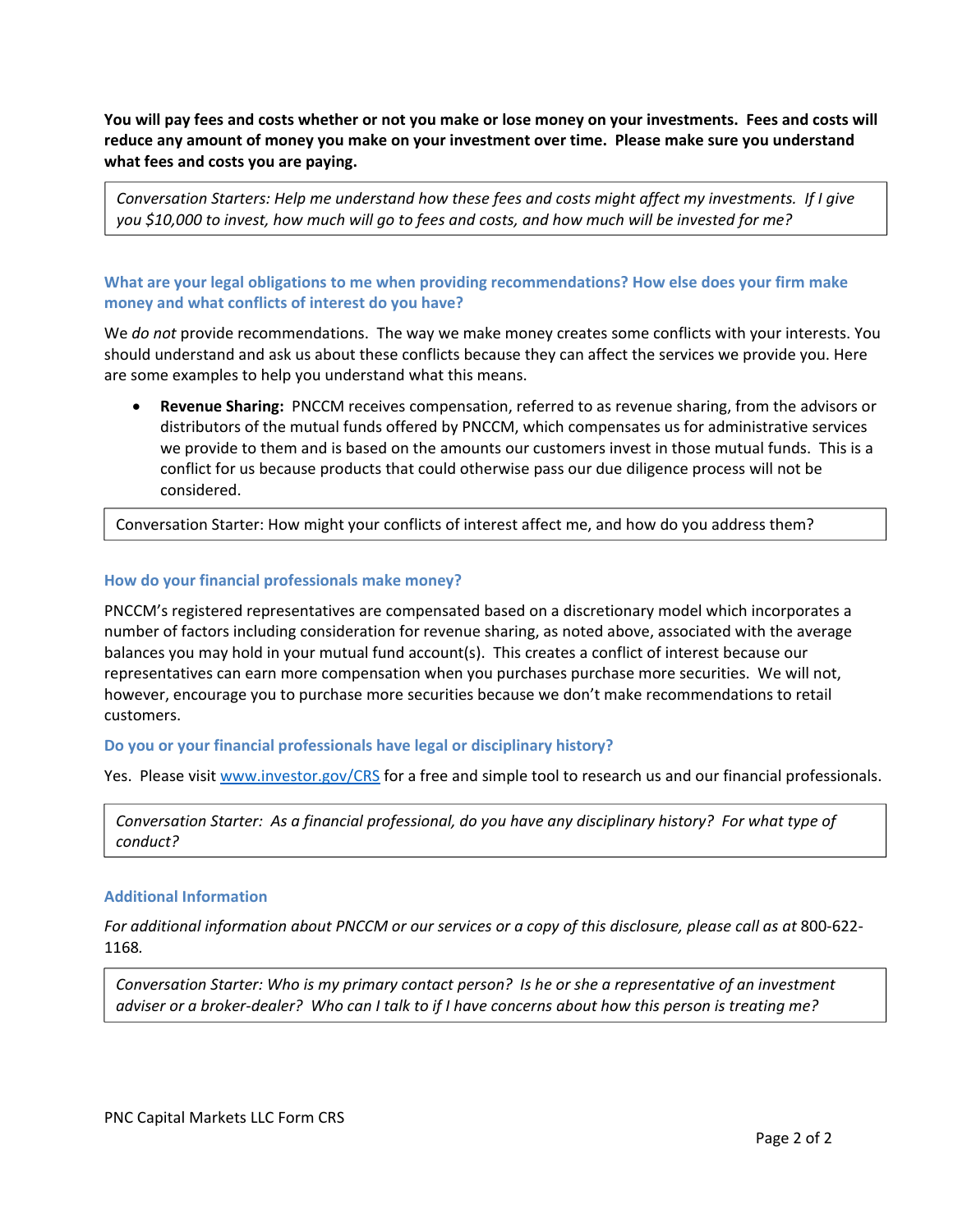**You will pay fees and costs whether or not you make or lose money on your investments. Fees and costs will reduce any amount of money you make on your investment over time. Please make sure you understand what fees and costs you are paying.**

> *Conversation Starters: Help me understand how these fees and costs might affect my investments. If I give you $10,000 to invest, how much will go to fees and costs, and how much will be invested for me?*

### What are your legal obligations to me when providing recommendations? How else does your firm make money and what conflicts of interest do you have?

We *do not* provide recommendations. The way we make money creates some conflicts with your interests. You should understand and ask us about these conflicts because they can affect the services we provide you. Here are some examples to help you understand what this means.

- **Revenue Sharing:** PNCCM receives compensation, referred to as revenue sharing, from the advisors or distributors of the mutual funds offered by PNCCM, which compensates us for administrative services we provide to them and is based on the amounts our customers invest in those mutual funds. This is a conflict for us because products that could otherwise pass our due diligence process will not be considered.

> Conversation Starter: How might your conflicts of interest affect me, and how do you address them?

### How do your financial professionals make money?

PNCCM's registered representatives are compensated based on a discretionary model which incorporates a number of factors including consideration for revenue sharing, as noted above, associated with the average balances you may hold in your mutual fund account(s). This creates a conflict of interest because our representatives can earn more compensation when you purchases purchase more securities. We will not, however, encourage you to purchase more securities because we don't make recommendations to retail customers.

### Do you or your financial professionals have legal or disciplinary history?

Yes. Please visit www.investor.gov/CRS for a free and simple tool to research us and our financial professionals.

> *Conversation Starter: As a financial professional, do you have any disciplinary history? For what type of conduct?*

### Additional Information

*For additional information about PNCCM or our services or a copy of this disclosure, please call as at* 800-622-1168*.*

> *Conversation Starter: Who is my primary contact person? Is he or she a representative of an investment adviser or a broker-dealer? Who can I talk to if I have concerns about how this person is treating me?*

PNC Capital Markets LLC Form CRS